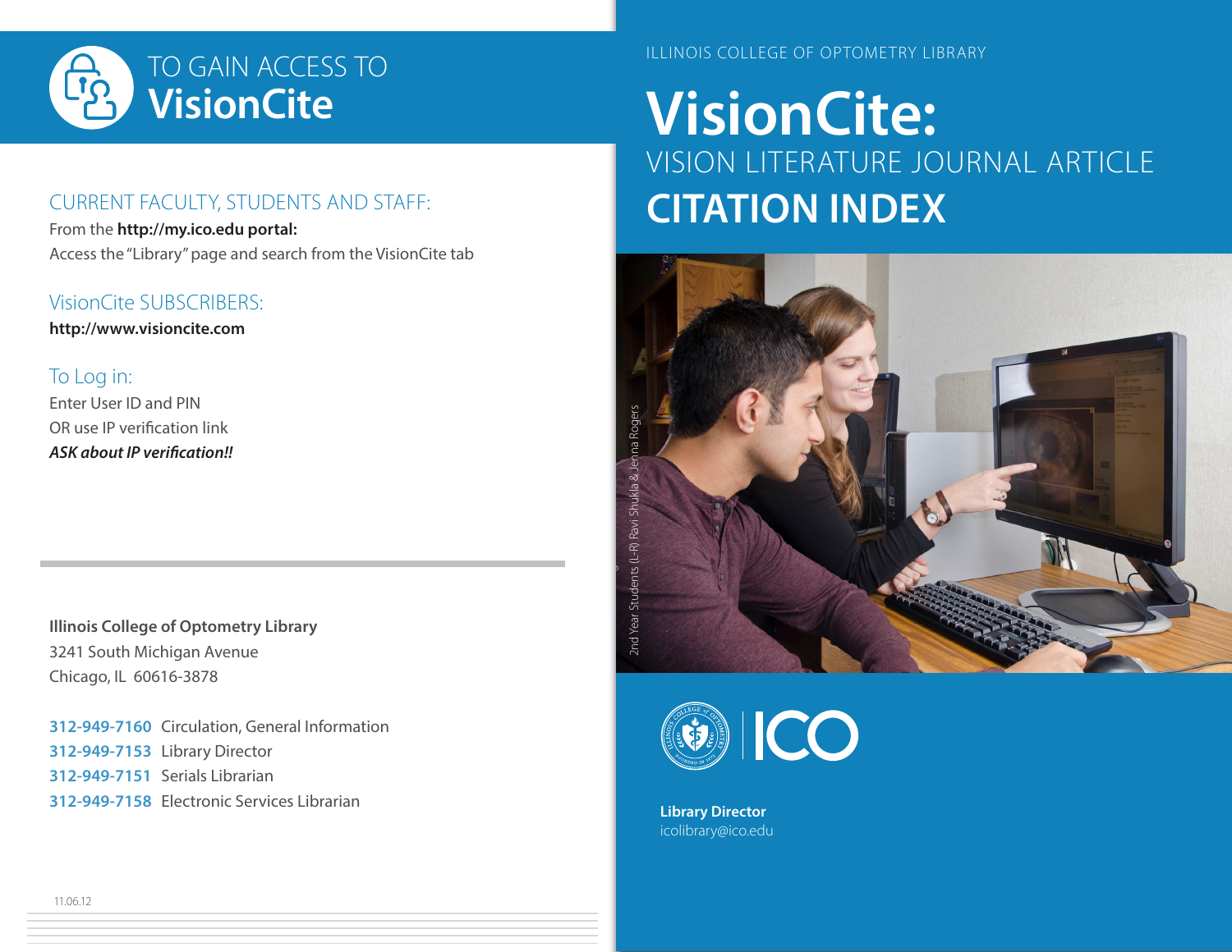# TO GAIN ACCESS TO VisionCite

## CURRENT FACULTY, STUDENTS AND STAFF:

From the **http://my.ico.edu portal:**
Access the "Library" page and search from the VisionCite tab

## VisionCite SUBSCRIBERS:

**http://www.visioncite.com**

## To Log in:

Enter User ID and PIN
OR use IP verification link
***ASK about IP verification!!***

**Illinois College of Optometry Library**
3241 South Michigan Avenue
Chicago, IL 60616-3878

**312-949-7160** Circulation, General Information
**312-949-7153** Library Director
**312-949-7151** Serials Librarian
**312-949-7158** Electronic Services Librarian

11.06.12

ILLINOIS COLLEGE OF OPTOMETRY LIBRARY

# VisionCite:

## VISION LITERATURE JOURNAL ARTICLE

## CITATION INDEX

2nd Year Students (L-R) Ravi Shukla & Jenna Rogers

ICO

**Library Director**
icolibrary@ico.edu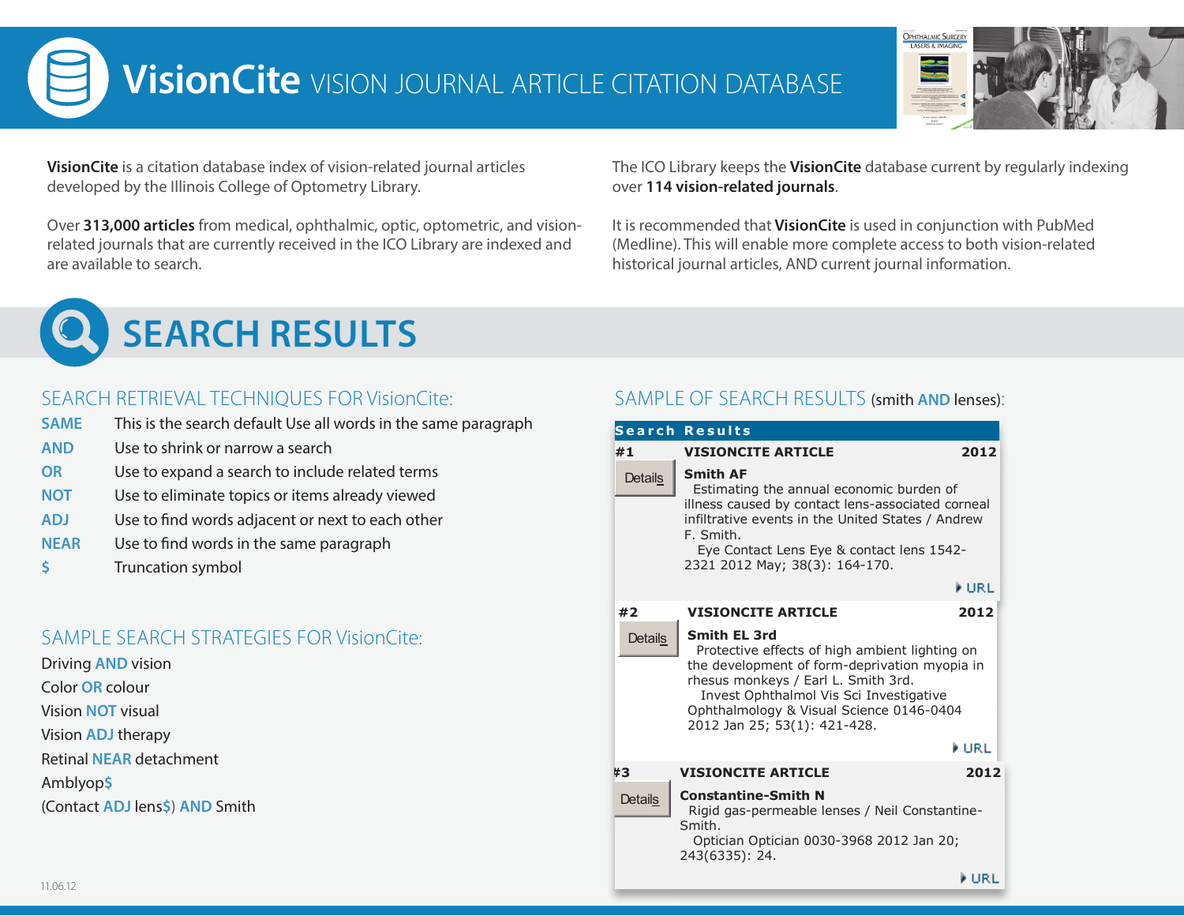# VisionCite VISION JOURNAL ARTICLE CITATION DATABASE

**VisionCite** is a citation database index of vision-related journal articles developed by the Illinois College of Optometry Library.

Over **313,000 articles** from medical, ophthalmic, optic, optometric, and vision-related journals that are currently received in the ICO Library are indexed and are available to search.

The ICO Library keeps the **VisionCite** database current by regularly indexing over **114 vision-related journals**.

It is recommended that **VisionCite** is used in conjunction with PubMed (Medline). This will enable more complete access to both vision-related historical journal articles, AND current journal information.

## SEARCH RESULTS

### SEARCH RETRIEVAL TECHNIQUES FOR VisionCite:

| | |
|---|---|
| **SAME** | This is the search default Use all words in the same paragraph |
| **AND** | Use to shrink or narrow a search |
| **OR** | Use to expand a search to include related terms |
| **NOT** | Use to eliminate topics or items already viewed |
| **ADJ** | Use to find words adjacent or next to each other |
| **NEAR** | Use to find words in the same paragraph |
| **$** | Truncation symbol |

### SAMPLE SEARCH STRATEGIES FOR VisionCite:

Driving **AND** vision
Color **OR** colour
Vision **NOT** visual
Vision **ADJ** therapy
Retinal **NEAR** detachment
Amblyop**$**
(Contact **ADJ** lens**$**) **AND** Smith

### SAMPLE OF SEARCH RESULTS (smith **AND** lenses):

**Search Results**

**#1** **VISIONCITE ARTICLE** **2012**
Details
**Smith AF**
Estimating the annual economic burden of illness caused by contact lens-associated corneal infiltrative events in the United States / Andrew F. Smith.
Eye Contact Lens Eye & contact lens 1542-2321 2012 May; 38(3): 164-170.
URL

**#2** **VISIONCITE ARTICLE** **2012**
Details
**Smith EL 3rd**
Protective effects of high ambient lighting on the development of form-deprivation myopia in rhesus monkeys / Earl L. Smith 3rd.
Invest Ophthalmol Vis Sci Investigative Ophthalmology & Visual Science 0146-0404 2012 Jan 25; 53(1): 421-428.
URL

**#3** **VISIONCITE ARTICLE** **2012**
Details
**Constantine-Smith N**
Rigid gas-permeable lenses / Neil Constantine-Smith.
Optician Optician 0030-3968 2012 Jan 20; 243(6335): 24.
URL

11.06.12